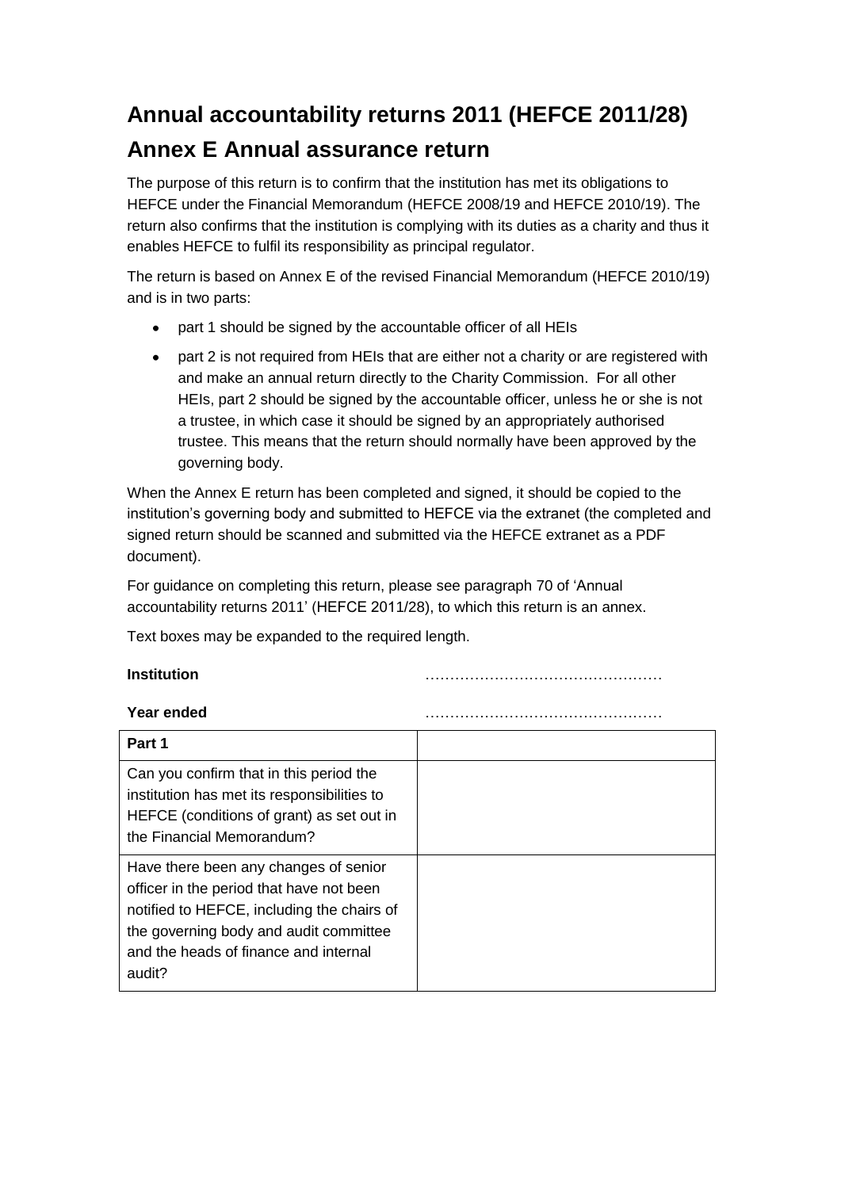# Annual accountability returns 2011 (HEFCE 2011/28)

# Annex E Annual assurance return

The purpose of this return is to confirm that the institution has met its obligations to HEFCE under the Financial Memorandum (HEFCE 2008/19 and HEFCE 2010/19). The return also confirms that the institution is complying with its duties as a charity and thus it enables HEFCE to fulfil its responsibility as principal regulator.

The return is based on Annex E of the revised Financial Memorandum (HEFCE 2010/19) and is in two parts:

- part 1 should be signed by the accountable officer of all HEIs
- part 2 is not required from HEIs that are either not a charity or are registered with and make an annual return directly to the Charity Commission. For all other HEIs, part 2 should be signed by the accountable officer, unless he or she is not a trustee, in which case it should be signed by an appropriately authorised trustee. This means that the return should normally have been approved by the governing body.

When the Annex E return has been completed and signed, it should be copied to the institution's governing body and submitted to HEFCE via the extranet (the completed and signed return should be scanned and submitted via the HEFCE extranet as a PDF document).

For guidance on completing this return, please see paragraph 70 of 'Annual accountability returns 2011' (HEFCE 2011/28), to which this return is an annex.

Text boxes may be expanded to the required length.

**Institution** ………………………………………

**Year ended** ………………………………………

| **Part 1** | |
|---|---|
| Can you confirm that in this period the institution has met its responsibilities to HEFCE (conditions of grant) as set out in the Financial Memorandum? | |
| Have there been any changes of senior officer in the period that have not been notified to HEFCE, including the chairs of the governing body and audit committee and the heads of finance and internal audit? | |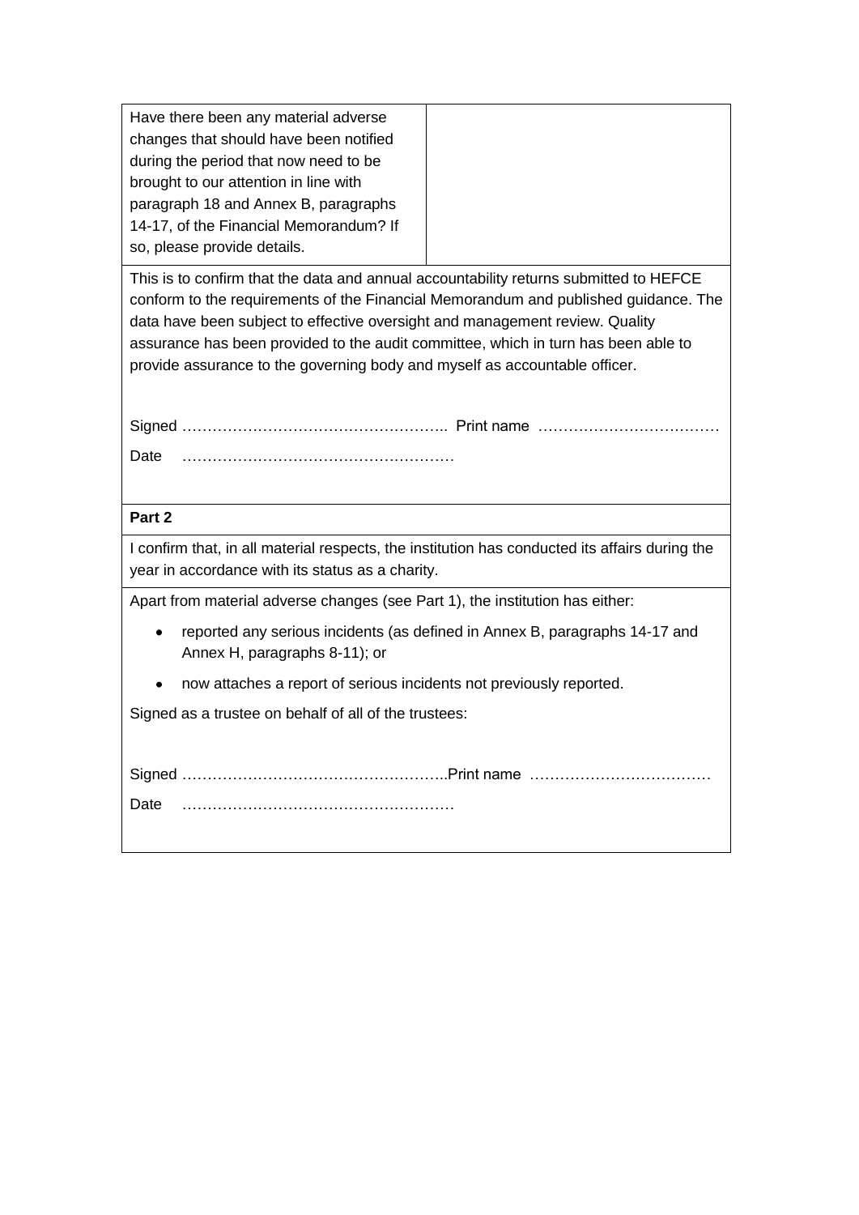| | |
|---|---|
| Have there been any material adverse changes that should have been notified during the period that now need to be brought to our attention in line with paragraph 18 and Annex B, paragraphs 14-17, of the Financial Memorandum? If so, please provide details. | |

This is to confirm that the data and annual accountability returns submitted to HEFCE conform to the requirements of the Financial Memorandum and published guidance. The data have been subject to effective oversight and management review. Quality assurance has been provided to the audit committee, which in turn has been able to provide assurance to the governing body and myself as accountable officer.

Signed …………………………………………….. Print name ………………………………

Date ………………………………………………

**Part 2**

I confirm that, in all material respects, the institution has conducted its affairs during the year in accordance with its status as a charity.

Apart from material adverse changes (see Part 1), the institution has either:

- reported any serious incidents (as defined in Annex B, paragraphs 14-17 and Annex H, paragraphs 8-11); or
- now attaches a report of serious incidents not previously reported.

Signed as a trustee on behalf of all of the trustees:

Signed ……………………………………………..Print name ………………………………

Date ………………………………………………